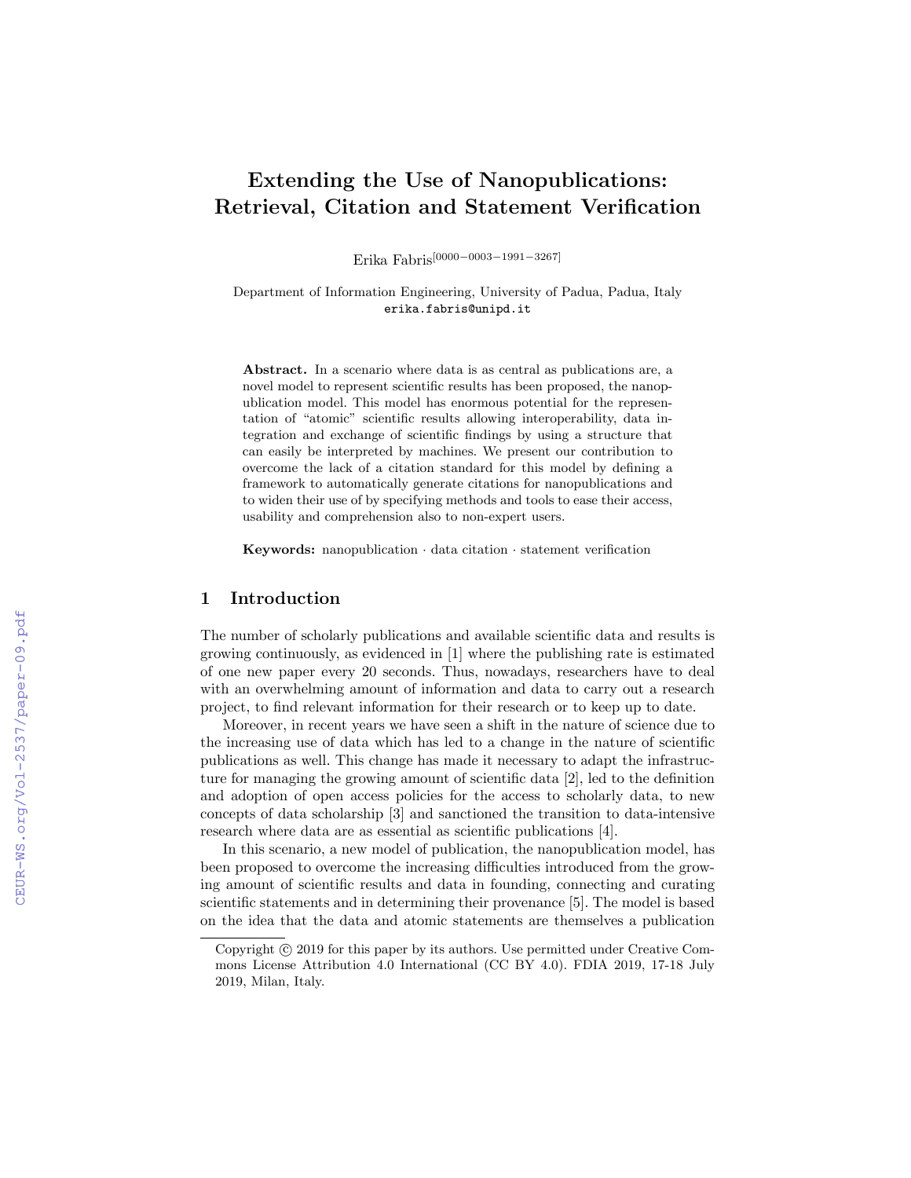# Extending the Use of Nanopublications: Retrieval, Citation and Statement Verification

Erika Fabris[0000−0003−1991−3267]

Department of Information Engineering, University of Padua, Padua, Italy
erika.fabris@unipd.it

**Abstract.** In a scenario where data is as central as publications are, a novel model to represent scientific results has been proposed, the nanopublication model. This model has enormous potential for the representation of "atomic" scientific results allowing interoperability, data integration and exchange of scientific findings by using a structure that can easily be interpreted by machines. We present our contribution to overcome the lack of a citation standard for this model by defining a framework to automatically generate citations for nanopublications and to widen their use of by specifying methods and tools to ease their access, usability and comprehension also to non-expert users.

**Keywords:** nanopublication · data citation · statement verification

## 1 Introduction

The number of scholarly publications and available scientific data and results is growing continuously, as evidenced in [1] where the publishing rate is estimated of one new paper every 20 seconds. Thus, nowadays, researchers have to deal with an overwhelming amount of information and data to carry out a research project, to find relevant information for their research or to keep up to date.

Moreover, in recent years we have seen a shift in the nature of science due to the increasing use of data which has led to a change in the nature of scientific publications as well. This change has made it necessary to adapt the infrastructure for managing the growing amount of scientific data [2], led to the definition and adoption of open access policies for the access to scholarly data, to new concepts of data scholarship [3] and sanctioned the transition to data-intensive research where data are as essential as scientific publications [4].

In this scenario, a new model of publication, the nanopublication model, has been proposed to overcome the increasing difficulties introduced from the growing amount of scientific results and data in founding, connecting and curating scientific statements and in determining their provenance [5]. The model is based on the idea that the data and atomic statements are themselves a publication

Copyright © 2019 for this paper by its authors. Use permitted under Creative Commons License Attribution 4.0 International (CC BY 4.0). FDIA 2019, 17-18 July 2019, Milan, Italy.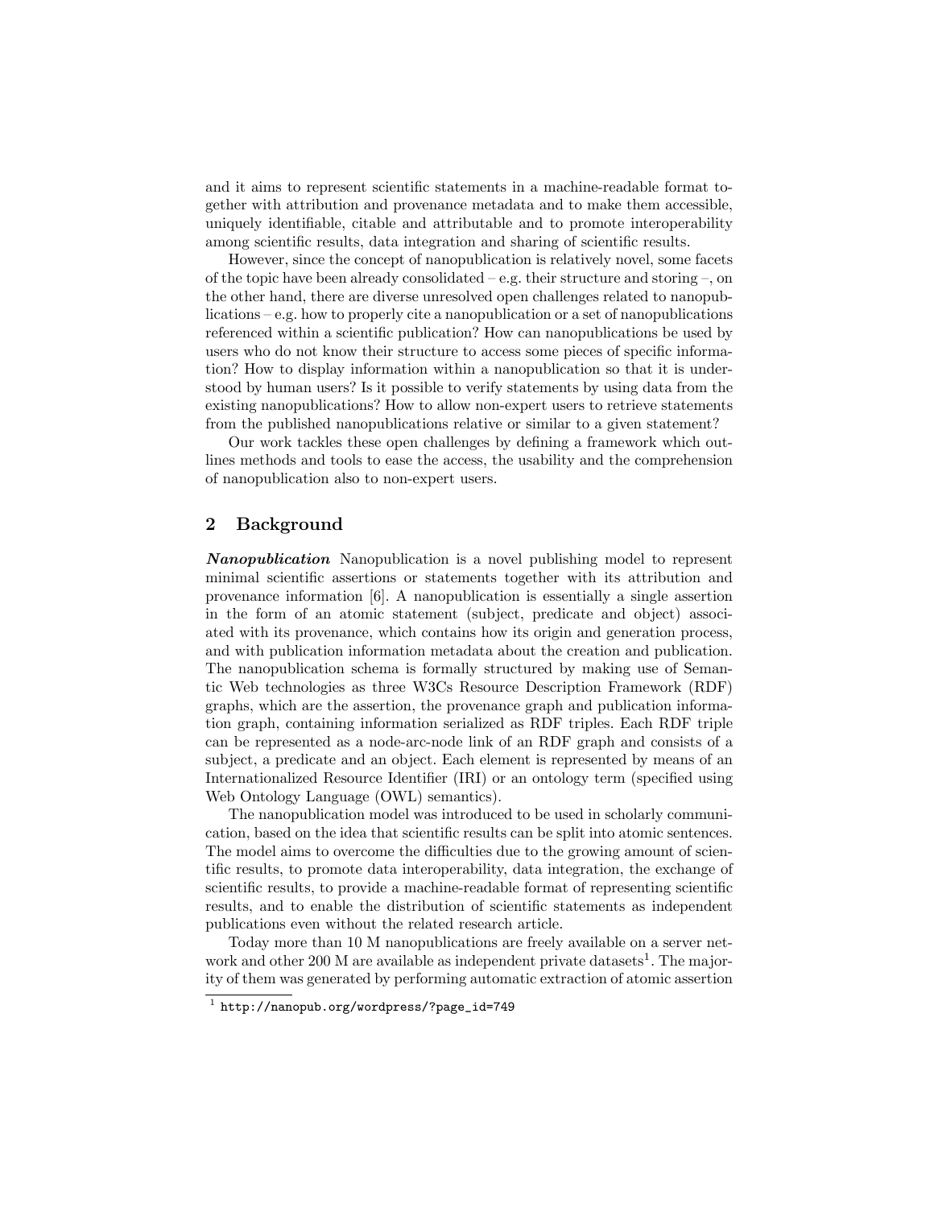and it aims to represent scientific statements in a machine-readable format together with attribution and provenance metadata and to make them accessible, uniquely identifiable, citable and attributable and to promote interoperability among scientific results, data integration and sharing of scientific results.

However, since the concept of nanopublication is relatively novel, some facets of the topic have been already consolidated – e.g. their structure and storing –, on the other hand, there are diverse unresolved open challenges related to nanopublications – e.g. how to properly cite a nanopublication or a set of nanopublications referenced within a scientific publication? How can nanopublications be used by users who do not know their structure to access some pieces of specific information? How to display information within a nanopublication so that it is understood by human users? Is it possible to verify statements by using data from the existing nanopublications? How to allow non-expert users to retrieve statements from the published nanopublications relative or similar to a given statement?

Our work tackles these open challenges by defining a framework which outlines methods and tools to ease the access, the usability and the comprehension of nanopublication also to non-expert users.

## 2 Background

***Nanopublication*** Nanopublication is a novel publishing model to represent minimal scientific assertions or statements together with its attribution and provenance information [6]. A nanopublication is essentially a single assertion in the form of an atomic statement (subject, predicate and object) associated with its provenance, which contains how its origin and generation process, and with publication information metadata about the creation and publication. The nanopublication schema is formally structured by making use of Semantic Web technologies as three W3Cs Resource Description Framework (RDF) graphs, which are the assertion, the provenance graph and publication information graph, containing information serialized as RDF triples. Each RDF triple can be represented as a node-arc-node link of an RDF graph and consists of a subject, a predicate and an object. Each element is represented by means of an Internationalized Resource Identifier (IRI) or an ontology term (specified using Web Ontology Language (OWL) semantics).

The nanopublication model was introduced to be used in scholarly communication, based on the idea that scientific results can be split into atomic sentences. The model aims to overcome the difficulties due to the growing amount of scientific results, to promote data interoperability, data integration, the exchange of scientific results, to provide a machine-readable format of representing scientific results, and to enable the distribution of scientific statements as independent publications even without the related research article.

Today more than 10 M nanopublications are freely available on a server network and other 200 M are available as independent private datasets[1]. The majority of them was generated by performing automatic extraction of atomic assertion

[1] http://nanopub.org/wordpress/?page_id=749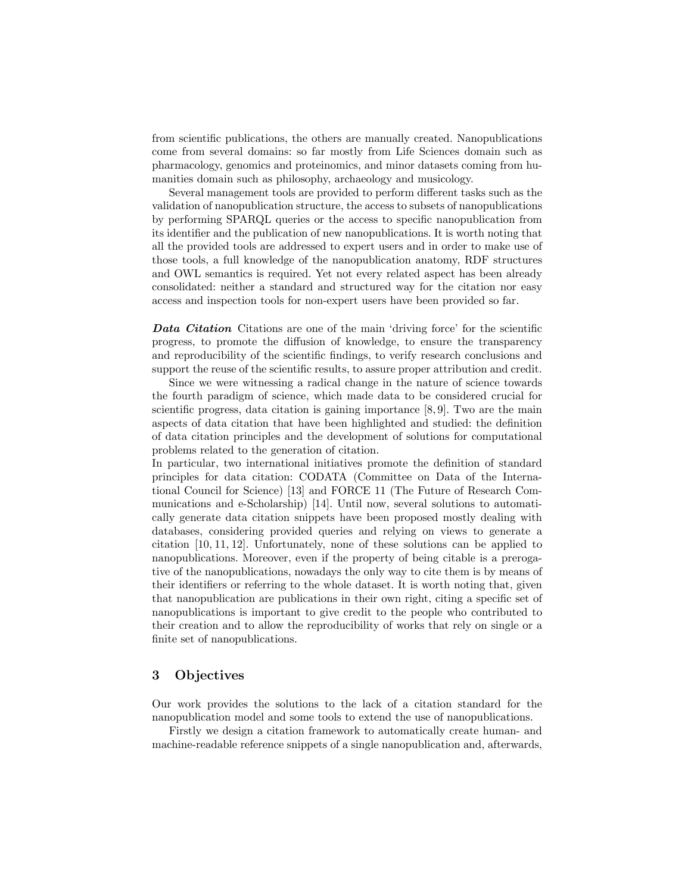from scientific publications, the others are manually created. Nanopublications come from several domains: so far mostly from Life Sciences domain such as pharmacology, genomics and proteinomics, and minor datasets coming from humanities domain such as philosophy, archaeology and musicology.

Several management tools are provided to perform different tasks such as the validation of nanopublication structure, the access to subsets of nanopublications by performing SPARQL queries or the access to specific nanopublication from its identifier and the publication of new nanopublications. It is worth noting that all the provided tools are addressed to expert users and in order to make use of those tools, a full knowledge of the nanopublication anatomy, RDF structures and OWL semantics is required. Yet not every related aspect has been already consolidated: neither a standard and structured way for the citation nor easy access and inspection tools for non-expert users have been provided so far.

***Data Citation*** Citations are one of the main 'driving force' for the scientific progress, to promote the diffusion of knowledge, to ensure the transparency and reproducibility of the scientific findings, to verify research conclusions and support the reuse of the scientific results, to assure proper attribution and credit.

Since we were witnessing a radical change in the nature of science towards the fourth paradigm of science, which made data to be considered crucial for scientific progress, data citation is gaining importance [8, 9]. Two are the main aspects of data citation that have been highlighted and studied: the definition of data citation principles and the development of solutions for computational problems related to the generation of citation.
In particular, two international initiatives promote the definition of standard principles for data citation: CODATA (Committee on Data of the International Council for Science) [13] and FORCE 11 (The Future of Research Communications and e-Scholarship) [14]. Until now, several solutions to automatically generate data citation snippets have been proposed mostly dealing with databases, considering provided queries and relying on views to generate a citation [10, 11, 12]. Unfortunately, none of these solutions can be applied to nanopublications. Moreover, even if the property of being citable is a prerogative of the nanopublications, nowadays the only way to cite them is by means of their identifiers or referring to the whole dataset. It is worth noting that, given that nanopublication are publications in their own right, citing a specific set of nanopublications is important to give credit to the people who contributed to their creation and to allow the reproducibility of works that rely on single or a finite set of nanopublications.

## 3 Objectives

Our work provides the solutions to the lack of a citation standard for the nanopublication model and some tools to extend the use of nanopublications.

Firstly we design a citation framework to automatically create human- and machine-readable reference snippets of a single nanopublication and, afterwards,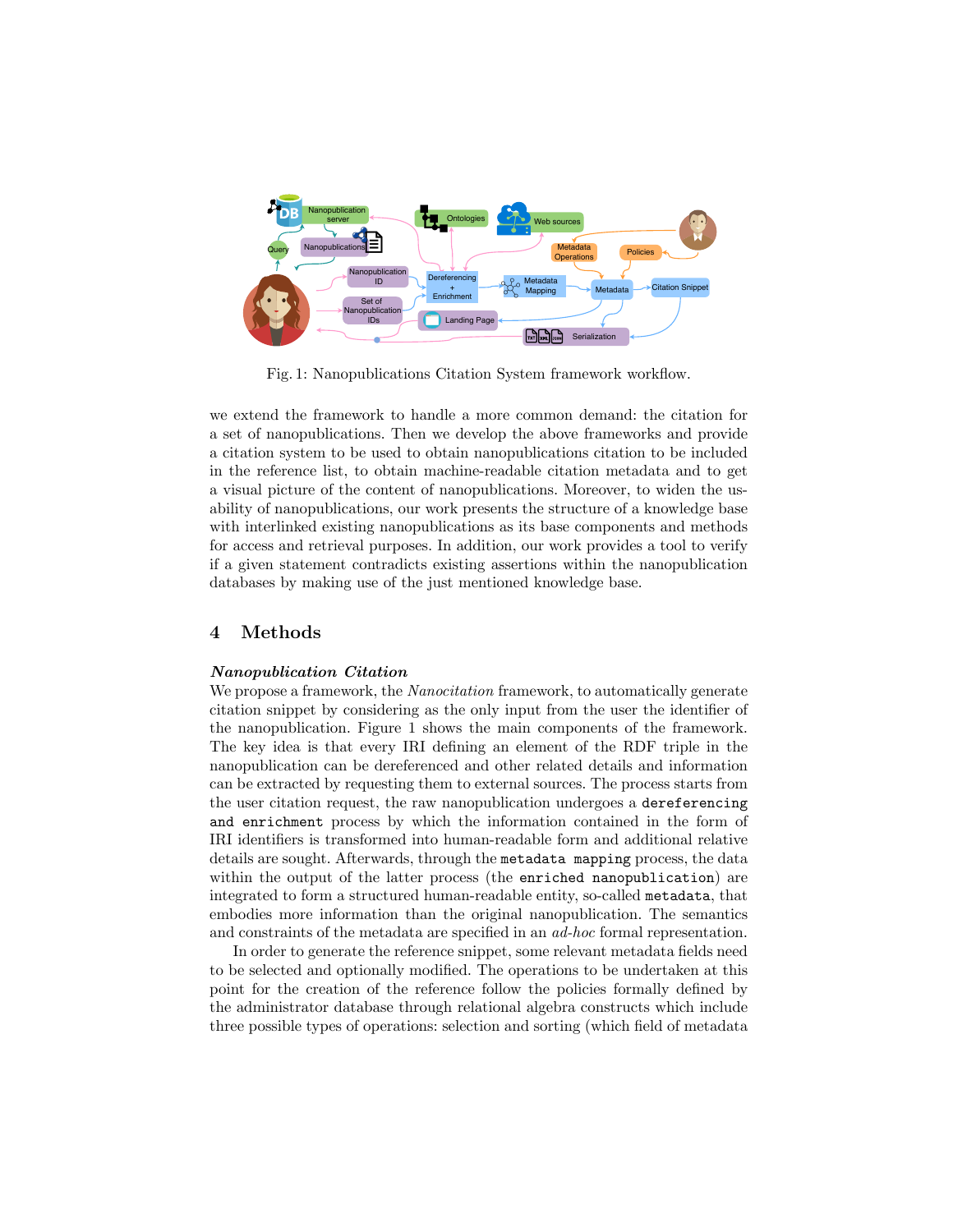Fig. 1: Nanopublications Citation System framework workflow.

we extend the framework to handle a more common demand: the citation for a set of nanopublications. Then we develop the above frameworks and provide a citation system to be used to obtain nanopublications citation to be included in the reference list, to obtain machine-readable citation metadata and to get a visual picture of the content of nanopublications. Moreover, to widen the usability of nanopublications, our work presents the structure of a knowledge base with interlinked existing nanopublications as its base components and methods for access and retrieval purposes. In addition, our work provides a tool to verify if a given statement contradicts existing assertions within the nanopublication databases by making use of the just mentioned knowledge base.

## 4 Methods

***Nanopublication Citation***

We propose a framework, the *Nanocitation* framework, to automatically generate citation snippet by considering as the only input from the user the identifier of the nanopublication. Figure 1 shows the main components of the framework. The key idea is that every IRI defining an element of the RDF triple in the nanopublication can be dereferenced and other related details and information can be extracted by requesting them to external sources. The process starts from the user citation request, the raw nanopublication undergoes a `dereferencing and enrichment` process by which the information contained in the form of IRI identifiers is transformed into human-readable form and additional relative details are sought. Afterwards, through the `metadata mapping` process, the data within the output of the latter process (the `enriched nanopublication`) are integrated to form a structured human-readable entity, so-called `metadata`, that embodies more information than the original nanopublication. The semantics and constraints of the metadata are specified in an *ad-hoc* formal representation.

In order to generate the reference snippet, some relevant metadata fields need to be selected and optionally modified. The operations to be undertaken at this point for the creation of the reference follow the policies formally defined by the administrator database through relational algebra constructs which include three possible types of operations: selection and sorting (which field of metadata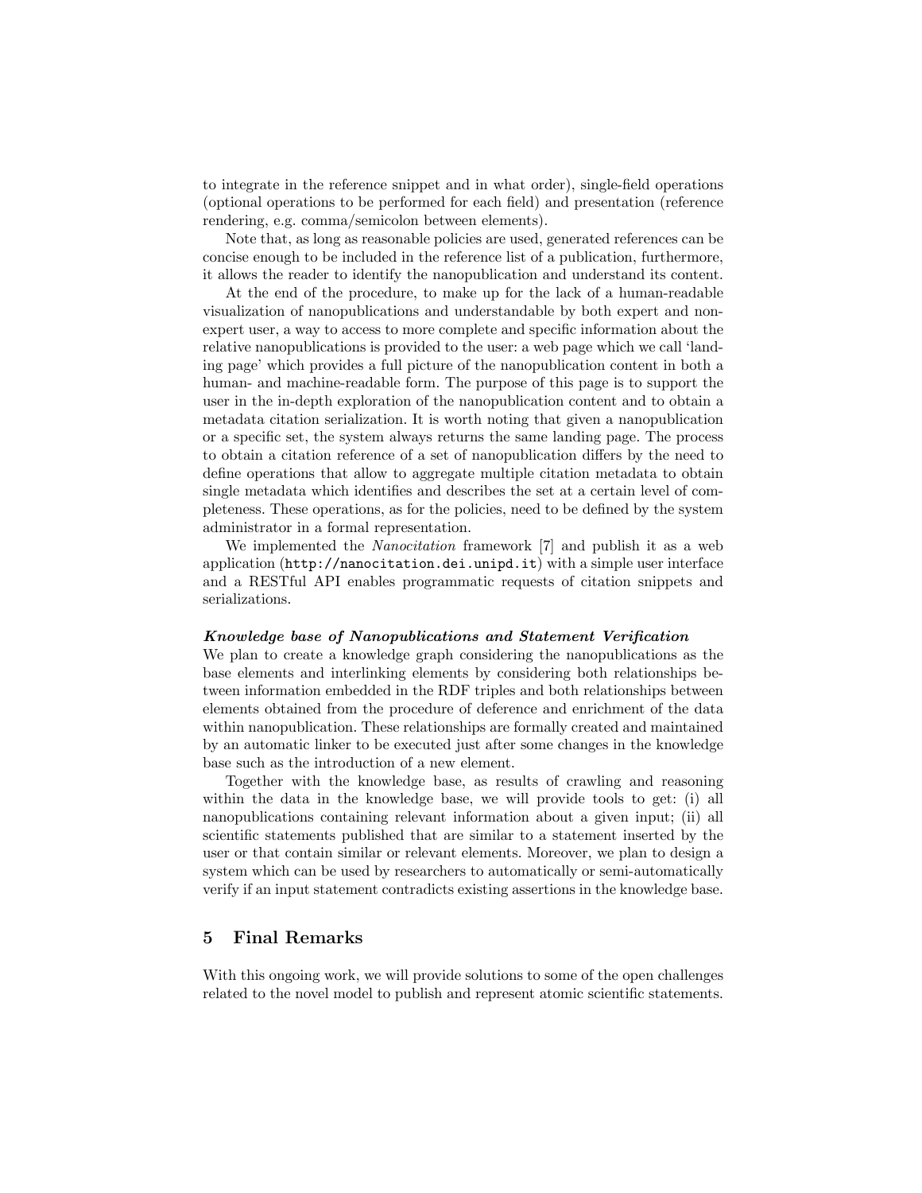to integrate in the reference snippet and in what order), single-field operations (optional operations to be performed for each field) and presentation (reference rendering, e.g. comma/semicolon between elements).

Note that, as long as reasonable policies are used, generated references can be concise enough to be included in the reference list of a publication, furthermore, it allows the reader to identify the nanopublication and understand its content.

At the end of the procedure, to make up for the lack of a human-readable visualization of nanopublications and understandable by both expert and non-expert user, a way to access to more complete and specific information about the relative nanopublications is provided to the user: a web page which we call 'landing page' which provides a full picture of the nanopublication content in both a human- and machine-readable form. The purpose of this page is to support the user in the in-depth exploration of the nanopublication content and to obtain a metadata citation serialization. It is worth noting that given a nanopublication or a specific set, the system always returns the same landing page. The process to obtain a citation reference of a set of nanopublication differs by the need to define operations that allow to aggregate multiple citation metadata to obtain single metadata which identifies and describes the set at a certain level of completeness. These operations, as for the policies, need to be defined by the system administrator in a formal representation.

We implemented the *Nanocitation* framework [7] and publish it as a web application (`http://nanocitation.dei.unipd.it`) with a simple user interface and a RESTful API enables programmatic requests of citation snippets and serializations.

***Knowledge base of Nanopublications and Statement Verification***
We plan to create a knowledge graph considering the nanopublications as the base elements and interlinking elements by considering both relationships between information embedded in the RDF triples and both relationships between elements obtained from the procedure of deference and enrichment of the data within nanopublication. These relationships are formally created and maintained by an automatic linker to be executed just after some changes in the knowledge base such as the introduction of a new element.

Together with the knowledge base, as results of crawling and reasoning within the data in the knowledge base, we will provide tools to get: (i) all nanopublications containing relevant information about a given input; (ii) all scientific statements published that are similar to a statement inserted by the user or that contain similar or relevant elements. Moreover, we plan to design a system which can be used by researchers to automatically or semi-automatically verify if an input statement contradicts existing assertions in the knowledge base.

## 5 Final Remarks

With this ongoing work, we will provide solutions to some of the open challenges related to the novel model to publish and represent atomic scientific statements.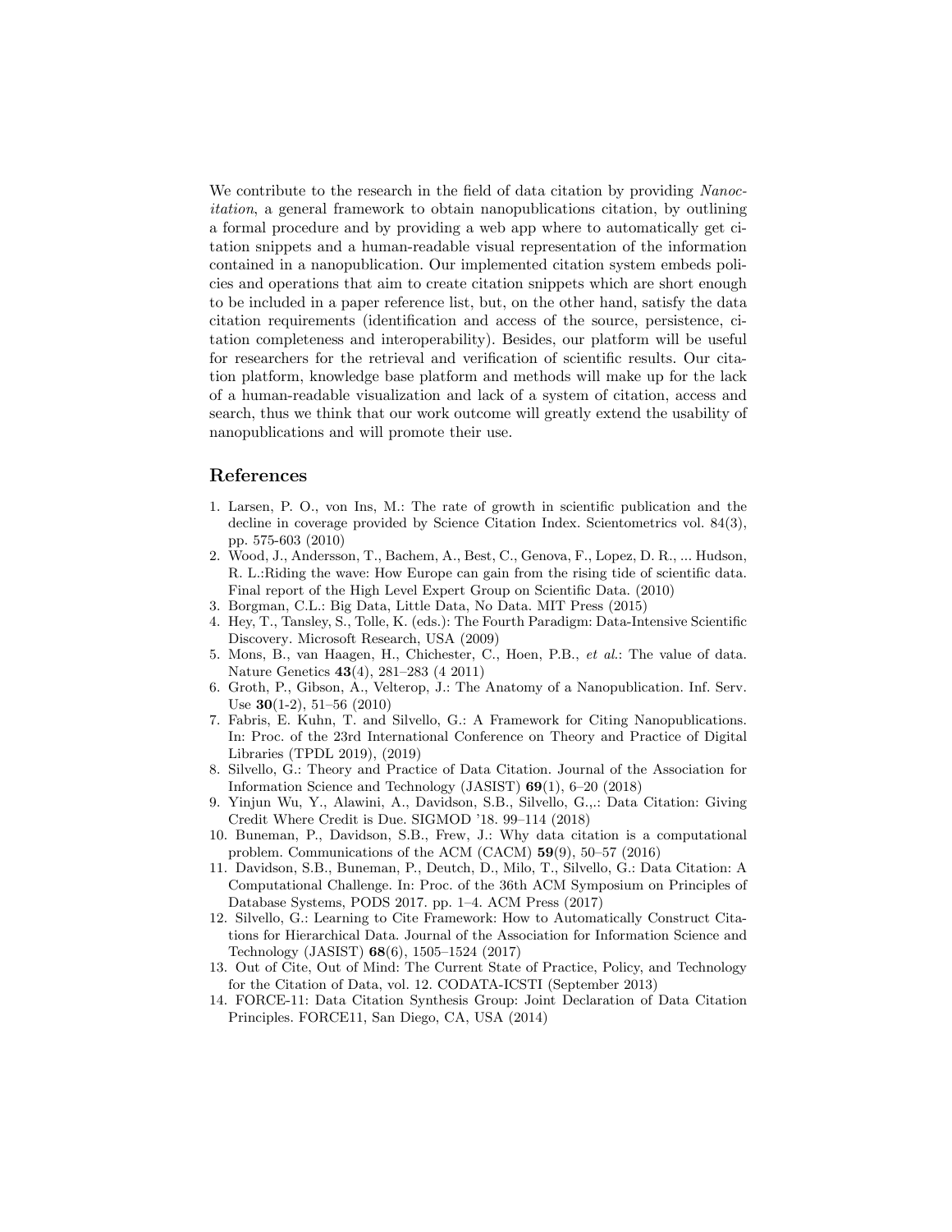We contribute to the research in the field of data citation by providing *Nanocitation*, a general framework to obtain nanopublications citation, by outlining a formal procedure and by providing a web app where to automatically get citation snippets and a human-readable visual representation of the information contained in a nanopublication. Our implemented citation system embeds policies and operations that aim to create citation snippets which are short enough to be included in a paper reference list, but, on the other hand, satisfy the data citation requirements (identification and access of the source, persistence, citation completeness and interoperability). Besides, our platform will be useful for researchers for the retrieval and verification of scientific results. Our citation platform, knowledge base platform and methods will make up for the lack of a human-readable visualization and lack of a system of citation, access and search, thus we think that our work outcome will greatly extend the usability of nanopublications and will promote their use.

## References

1. Larsen, P. O., von Ins, M.: The rate of growth in scientific publication and the decline in coverage provided by Science Citation Index. Scientometrics vol. 84(3), pp. 575-603 (2010)
2. Wood, J., Andersson, T., Bachem, A., Best, C., Genova, F., Lopez, D. R., ... Hudson, R. L.:Riding the wave: How Europe can gain from the rising tide of scientific data. Final report of the High Level Expert Group on Scientific Data. (2010)
3. Borgman, C.L.: Big Data, Little Data, No Data. MIT Press (2015)
4. Hey, T., Tansley, S., Tolle, K. (eds.): The Fourth Paradigm: Data-Intensive Scientific Discovery. Microsoft Research, USA (2009)
5. Mons, B., van Haagen, H., Chichester, C., Hoen, P.B., *et al.*: The value of data. Nature Genetics **43**(4), 281–283 (4 2011)
6. Groth, P., Gibson, A., Velterop, J.: The Anatomy of a Nanopublication. Inf. Serv. Use **30**(1-2), 51–56 (2010)
7. Fabris, E. Kuhn, T. and Silvello, G.: A Framework for Citing Nanopublications. In: Proc. of the 23rd International Conference on Theory and Practice of Digital Libraries (TPDL 2019), (2019)
8. Silvello, G.: Theory and Practice of Data Citation. Journal of the Association for Information Science and Technology (JASIST) **69**(1), 6–20 (2018)
9. Yinjun Wu, Y., Alawini, A., Davidson, S.B., Silvello, G.,.: Data Citation: Giving Credit Where Credit is Due. SIGMOD '18. 99–114 (2018)
10. Buneman, P., Davidson, S.B., Frew, J.: Why data citation is a computational problem. Communications of the ACM (CACM) **59**(9), 50–57 (2016)
11. Davidson, S.B., Buneman, P., Deutch, D., Milo, T., Silvello, G.: Data Citation: A Computational Challenge. In: Proc. of the 36th ACM Symposium on Principles of Database Systems, PODS 2017. pp. 1–4. ACM Press (2017)
12. Silvello, G.: Learning to Cite Framework: How to Automatically Construct Citations for Hierarchical Data. Journal of the Association for Information Science and Technology (JASIST) **68**(6), 1505–1524 (2017)
13. Out of Cite, Out of Mind: The Current State of Practice, Policy, and Technology for the Citation of Data, vol. 12. CODATA-ICSTI (September 2013)
14. FORCE-11: Data Citation Synthesis Group: Joint Declaration of Data Citation Principles. FORCE11, San Diego, CA, USA (2014)